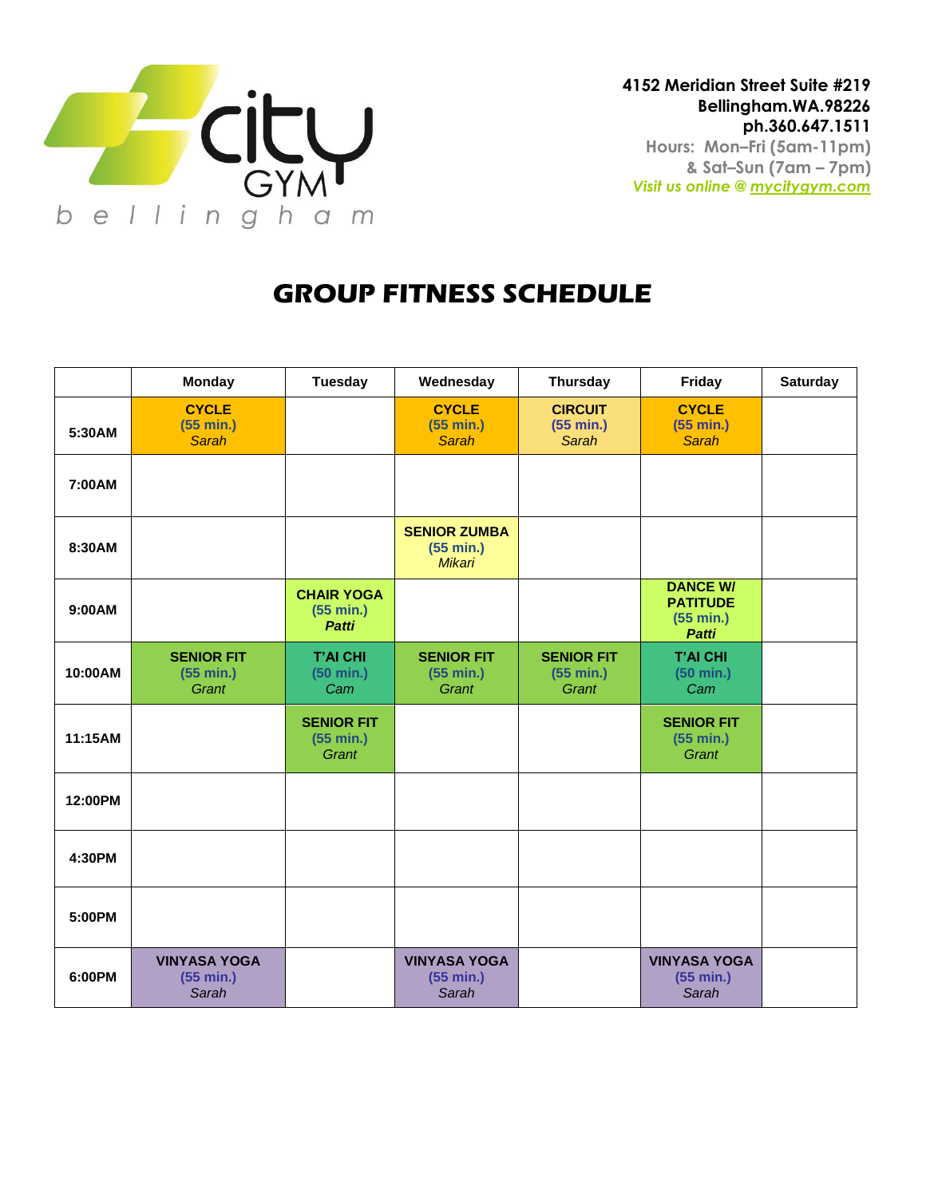city GYM bellingham

**4152 Meridian Street Suite #219**
**Bellingham.WA.98226**
**ph.360.647.1511**
Hours: Mon–Fri (5am-11pm)
& Sat–Sun (7am – 7pm)
*Visit us online @ mycitygym.com*

# GROUP FITNESS SCHEDULE

| | Monday | Tuesday | Wednesday | Thursday | Friday | Saturday |
|---|---|---|---|---|---|---|
| **5:30AM** | **CYCLE** (55 min.) *Sarah* | | **CYCLE** (55 min.) *Sarah* | **CIRCUIT** (55 min.) *Sarah* | **CYCLE** (55 min.) *Sarah* | |
| **7:00AM** | | | | | | |
| **8:30AM** | | | **SENIOR ZUMBA** (55 min.) *Mikari* | | | |
| **9:00AM** | | **CHAIR YOGA** (55 min.) ***Patti*** | | | **DANCE W/ PATITUDE** (55 min.) ***Patti*** | |
| **10:00AM** | **SENIOR FIT** (55 min.) *Grant* | **T'AI CHI** (50 min.) *Cam* | **SENIOR FIT** (55 min.) *Grant* | **SENIOR FIT** (55 min.) *Grant* | **T'AI CHI** (50 min.) *Cam* | |
| **11:15AM** | | **SENIOR FIT** (55 min.) *Grant* | | | **SENIOR FIT** (55 min.) *Grant* | |
| **12:00PM** | | | | | | |
| **4:30PM** | | | | | | |
| **5:00PM** | | | | | | |
| **6:00PM** | **VINYASA YOGA** (55 min.) *Sarah* | | **VINYASA YOGA** (55 min.) *Sarah* | | **VINYASA YOGA** (55 min.) *Sarah* | |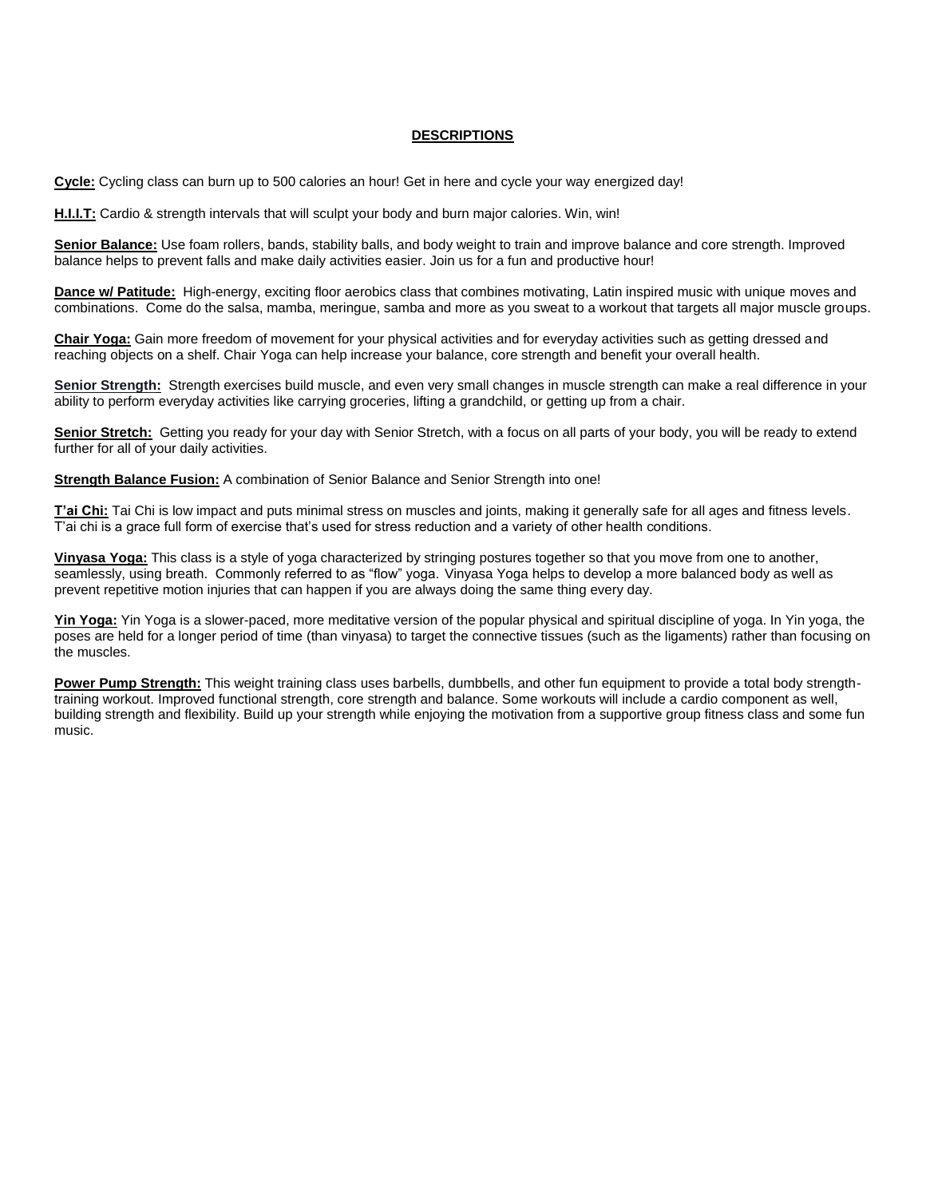## DESCRIPTIONS

**Cycle:** Cycling class can burn up to 500 calories an hour! Get in here and cycle your way energized day!

**H.I.I.T:** Cardio & strength intervals that will sculpt your body and burn major calories. Win, win!

**Senior Balance:** Use foam rollers, bands, stability balls, and body weight to train and improve balance and core strength. Improved balance helps to prevent falls and make daily activities easier. Join us for a fun and productive hour!

**Dance w/ Patitude:** High-energy, exciting floor aerobics class that combines motivating, Latin inspired music with unique moves and combinations. Come do the salsa, mamba, meringue, samba and more as you sweat to a workout that targets all major muscle groups.

**Chair Yoga:** Gain more freedom of movement for your physical activities and for everyday activities such as getting dressed and reaching objects on a shelf. Chair Yoga can help increase your balance, core strength and benefit your overall health.

**Senior Strength:** Strength exercises build muscle, and even very small changes in muscle strength can make a real difference in your ability to perform everyday activities like carrying groceries, lifting a grandchild, or getting up from a chair.

**Senior Stretch:** Getting you ready for your day with Senior Stretch, with a focus on all parts of your body, you will be ready to extend further for all of your daily activities.

**Strength Balance Fusion:** A combination of Senior Balance and Senior Strength into one!

**T'ai Chi:** Tai Chi is low impact and puts minimal stress on muscles and joints, making it generally safe for all ages and fitness levels. T'ai chi is a grace full form of exercise that's used for stress reduction and a variety of other health conditions.

**Vinyasa Yoga:** This class is a style of yoga characterized by stringing postures together so that you move from one to another, seamlessly, using breath. Commonly referred to as "flow" yoga. Vinyasa Yoga helps to develop a more balanced body as well as prevent repetitive motion injuries that can happen if you are always doing the same thing every day.

**Yin Yoga:** Yin Yoga is a slower-paced, more meditative version of the popular physical and spiritual discipline of yoga. In Yin yoga, the poses are held for a longer period of time (than vinyasa) to target the connective tissues (such as the ligaments) rather than focusing on the muscles.

**Power Pump Strength:** This weight training class uses barbells, dumbbells, and other fun equipment to provide a total body strength-training workout. Improved functional strength, core strength and balance. Some workouts will include a cardio component as well, building strength and flexibility. Build up your strength while enjoying the motivation from a supportive group fitness class and some fun music.